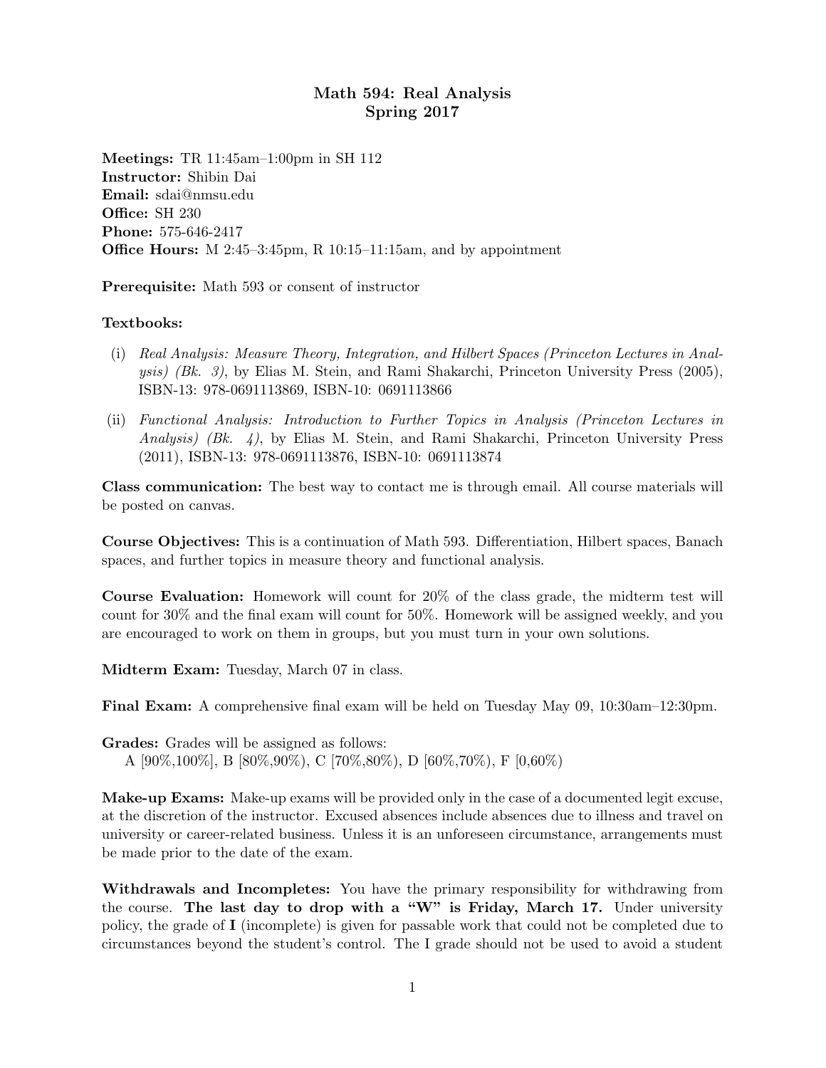# Math 594: Real Analysis
## Spring 2017

**Meetings:** TR 11:45am–1:00pm in SH 112
**Instructor:** Shibin Dai
**Email:** sdai@nmsu.edu
**Office:** SH 230
**Phone:** 575-646-2417
**Office Hours:** M 2:45–3:45pm, R 10:15–11:15am, and by appointment

**Prerequisite:** Math 593 or consent of instructor

**Textbooks:**

(i) *Real Analysis: Measure Theory, Integration, and Hilbert Spaces (Princeton Lectures in Analysis) (Bk. 3)*, by Elias M. Stein, and Rami Shakarchi, Princeton University Press (2005), ISBN-13: 978-0691113869, ISBN-10: 0691113866

(ii) *Functional Analysis: Introduction to Further Topics in Analysis (Princeton Lectures in Analysis) (Bk. 4)*, by Elias M. Stein, and Rami Shakarchi, Princeton University Press (2011), ISBN-13: 978-0691113876, ISBN-10: 0691113874

**Class communication:** The best way to contact me is through email. All course materials will be posted on canvas.

**Course Objectives:** This is a continuation of Math 593. Differentiation, Hilbert spaces, Banach spaces, and further topics in measure theory and functional analysis.

**Course Evaluation:** Homework will count for 20% of the class grade, the midterm test will count for 30% and the final exam will count for 50%. Homework will be assigned weekly, and you are encouraged to work on them in groups, but you must turn in your own solutions.

**Midterm Exam:** Tuesday, March 07 in class.

**Final Exam:** A comprehensive final exam will be held on Tuesday May 09, 10:30am–12:30pm.

**Grades:** Grades will be assigned as follows:
A [90%,100%], B [80%,90%), C [70%,80%), D [60%,70%), F [0,60%)

**Make-up Exams:** Make-up exams will be provided only in the case of a documented legit excuse, at the discretion of the instructor. Excused absences include absences due to illness and travel on university or career-related business. Unless it is an unforeseen circumstance, arrangements must be made prior to the date of the exam.

**Withdrawals and Incompletes:** You have the primary responsibility for withdrawing from the course. **The last day to drop with a "W" is Friday, March 17.** Under university policy, the grade of **I** (incomplete) is given for passable work that could not be completed due to circumstances beyond the student's control. The I grade should not be used to avoid a student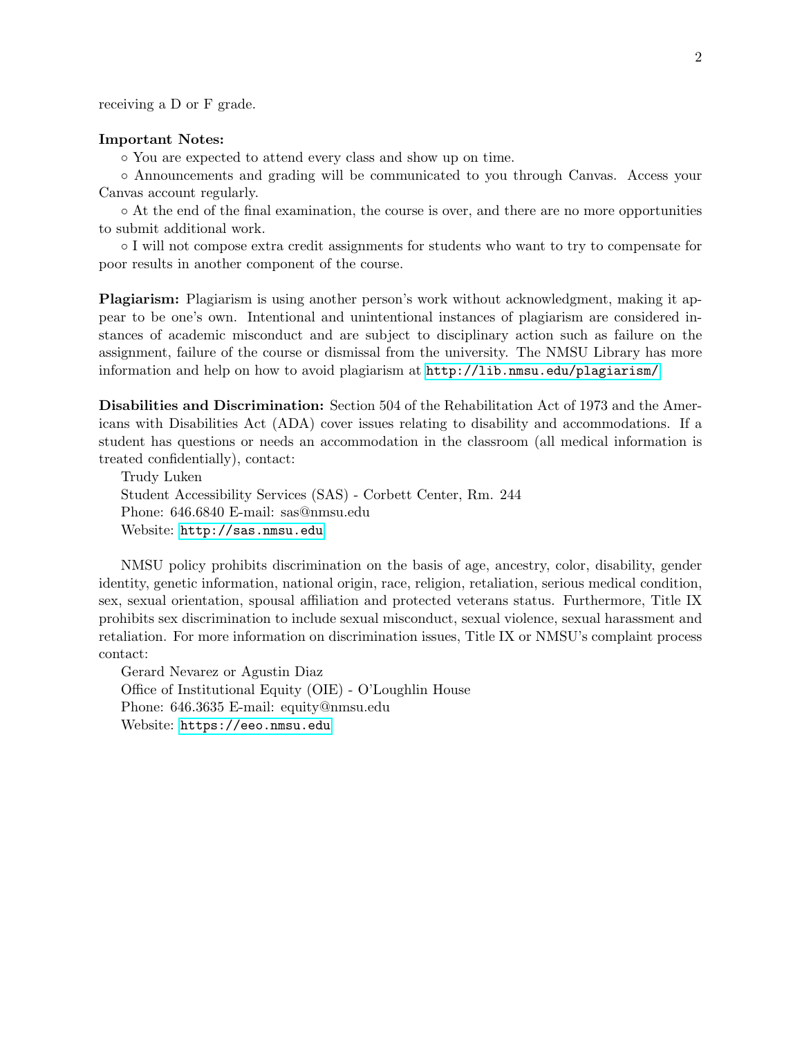receiving a D or F grade.

**Important Notes:**

◦ You are expected to attend every class and show up on time.

◦ Announcements and grading will be communicated to you through Canvas. Access your Canvas account regularly.

◦ At the end of the final examination, the course is over, and there are no more opportunities to submit additional work.

◦ I will not compose extra credit assignments for students who want to try to compensate for poor results in another component of the course.

**Plagiarism:** Plagiarism is using another person's work without acknowledgment, making it appear to be one's own. Intentional and unintentional instances of plagiarism are considered instances of academic misconduct and are subject to disciplinary action such as failure on the assignment, failure of the course or dismissal from the university. The NMSU Library has more information and help on how to avoid plagiarism at http://lib.nmsu.edu/plagiarism/

**Disabilities and Discrimination:** Section 504 of the Rehabilitation Act of 1973 and the Americans with Disabilities Act (ADA) cover issues relating to disability and accommodations. If a student has questions or needs an accommodation in the classroom (all medical information is treated confidentially), contact:

Trudy Luken
Student Accessibility Services (SAS) - Corbett Center, Rm. 244
Phone: 646.6840 E-mail: sas@nmsu.edu
Website: http://sas.nmsu.edu

NMSU policy prohibits discrimination on the basis of age, ancestry, color, disability, gender identity, genetic information, national origin, race, religion, retaliation, serious medical condition, sex, sexual orientation, spousal affiliation and protected veterans status. Furthermore, Title IX prohibits sex discrimination to include sexual misconduct, sexual violence, sexual harassment and retaliation. For more information on discrimination issues, Title IX or NMSU's complaint process contact:

Gerard Nevarez or Agustin Diaz
Office of Institutional Equity (OIE) - O'Loughlin House
Phone: 646.3635 E-mail: equity@nmsu.edu
Website: https://eeo.nmsu.edu